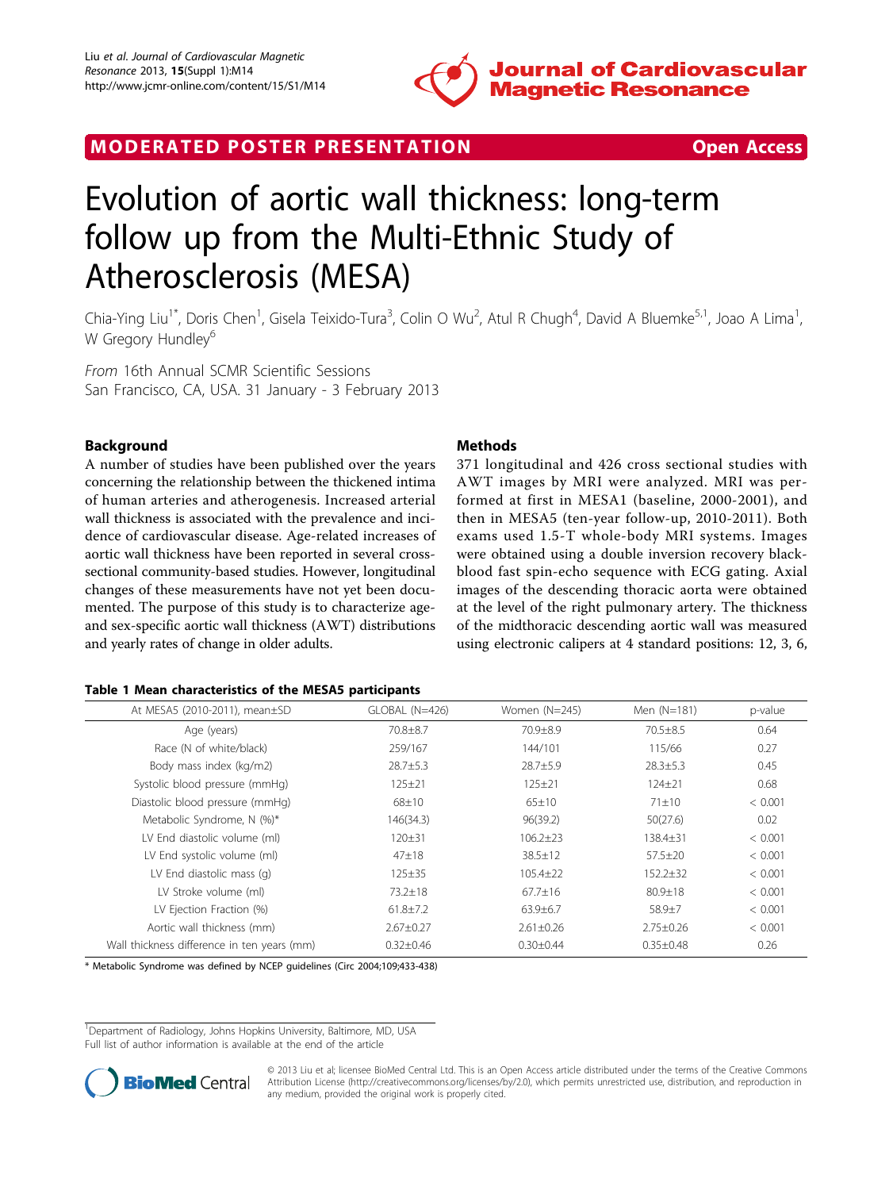MODERATED POSTER PRESENTATION

Open Access

# Evolution of aortic wall thickness: long-term follow up from the Multi-Ethnic Study of Atherosclerosis (MESA)

Chia-Ying Liu[1*], Doris Chen[1], Gisela Teixido-Tura[3], Colin O Wu[2], Atul R Chugh[4], David A Bluemke[5,1], Joao A Lima[1], W Gregory Hundley[6]

*From* 16th Annual SCMR Scientific Sessions
San Francisco, CA, USA. 31 January - 3 February 2013

## Background

A number of studies have been published over the years concerning the relationship between the thickened intima of human arteries and atherogenesis. Increased arterial wall thickness is associated with the prevalence and incidence of cardiovascular disease. Age-related increases of aortic wall thickness have been reported in several cross-sectional community-based studies. However, longitudinal changes of these measurements have not yet been documented. The purpose of this study is to characterize age- and sex-specific aortic wall thickness (AWT) distributions and yearly rates of change in older adults.

## Methods

371 longitudinal and 426 cross sectional studies with AWT images by MRI were analyzed. MRI was performed at first in MESA1 (baseline, 2000-2001), and then in MESA5 (ten-year follow-up, 2010-2011). Both exams used 1.5-T whole-body MRI systems. Images were obtained using a double inversion recovery black-blood fast spin-echo sequence with ECG gating. Axial images of the descending thoracic aorta were obtained at the level of the right pulmonary artery. The thickness of the midthoracic descending aortic wall was measured using electronic calipers at 4 standard positions: 12, 3, 6,

**Table 1 Mean characteristics of the MESA5 participants**

| At MESA5 (2010-2011), mean±SD | GLOBAL (N=426) | Women (N=245) | Men (N=181) | p-value |
|---|---|---|---|---|
| Age (years) | 70.8±8.7 | 70.9±8.9 | 70.5±8.5 | 0.64 |
| Race (N of white/black) | 259/167 | 144/101 | 115/66 | 0.27 |
| Body mass index (kg/m2) | 28.7±5.3 | 28.7±5.9 | 28.3±5.3 | 0.45 |
| Systolic blood pressure (mmHg) | 125±21 | 125±21 | 124±21 | 0.68 |
| Diastolic blood pressure (mmHg) | 68±10 | 65±10 | 71±10 | < 0.001 |
| Metabolic Syndrome, N (%)* | 146(34.3) | 96(39.2) | 50(27.6) | 0.02 |
| LV End diastolic volume (ml) | 120±31 | 106.2±23 | 138.4±31 | < 0.001 |
| LV End systolic volume (ml) | 47±18 | 38.5±12 | 57.5±20 | < 0.001 |
| LV End diastolic mass (g) | 125±35 | 105.4±22 | 152.2±32 | < 0.001 |
| LV Stroke volume (ml) | 73.2±18 | 67.7±16 | 80.9±18 | < 0.001 |
| LV Ejection Fraction (%) | 61.8±7.2 | 63.9±6.7 | 58.9±7 | < 0.001 |
| Aortic wall thickness (mm) | 2.67±0.27 | 2.61±0.26 | 2.75±0.26 | < 0.001 |
| Wall thickness difference in ten years (mm) | 0.32±0.46 | 0.30±0.44 | 0.35±0.48 | 0.26 |

* Metabolic Syndrome was defined by NCEP guidelines (Circ 2004;109;433-438)

[1]Department of Radiology, Johns Hopkins University, Baltimore, MD, USA
Full list of author information is available at the end of the article

© 2013 Liu et al; licensee BioMed Central Ltd. This is an Open Access article distributed under the terms of the Creative Commons Attribution License (http://creativecommons.org/licenses/by/2.0), which permits unrestricted use, distribution, and reproduction in any medium, provided the original work is properly cited.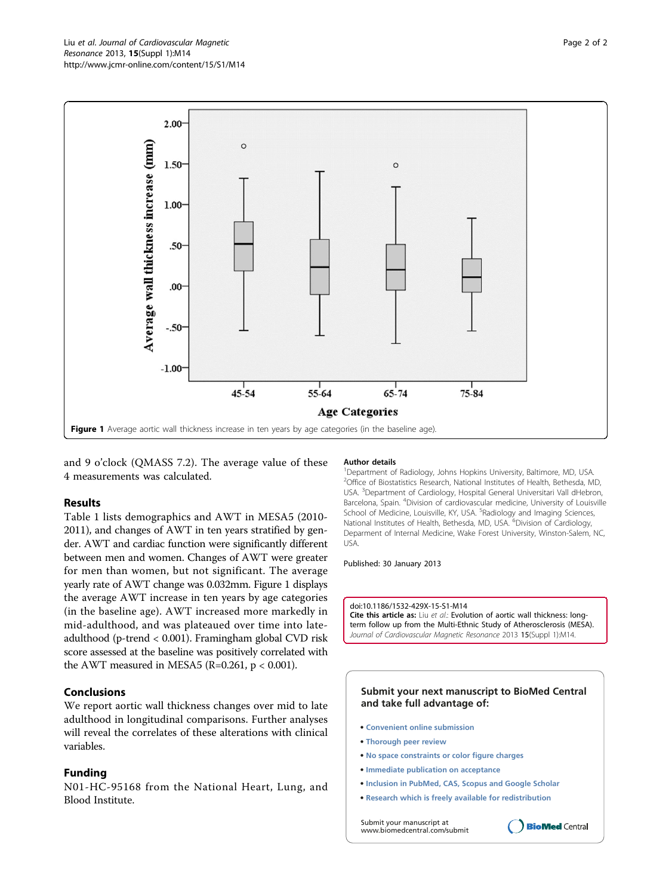2.00
1.50
1.00
.50
.00
-.50
-1.00

Average wall thickness increase (mm)

45-54
55-64
65-74
75-84

Age Categories

**Figure 1** Average aortic wall thickness increase in ten years by age categories (in the baseline age).

and 9 o'clock (QMASS 7.2). The average value of these 4 measurements was calculated.

## Results

Table 1 lists demographics and AWT in MESA5 (2010-2011), and changes of AWT in ten years stratified by gender. AWT and cardiac function were significantly different between men and women. Changes of AWT were greater for men than women, but not significant. The average yearly rate of AWT change was 0.032mm. Figure 1 displays the average AWT increase in ten years by age categories (in the baseline age). AWT increased more markedly in mid-adulthood, and was plateaued over time into late-adulthood (p-trend $< 0.001$). Framingham global CVD risk score assessed at the baseline was positively correlated with the AWT measured in MESA5 ($R=0.261$, $p < 0.001$).

## Conclusions

We report aortic wall thickness changes over mid to late adulthood in longitudinal comparisons. Further analyses will reveal the correlates of these alterations with clinical variables.

## Funding

N01-HC-95168 from the National Heart, Lung, and Blood Institute.

#### Author details

[1]Department of Radiology, Johns Hopkins University, Baltimore, MD, USA. [2]Office of Biostatistics Research, National Institutes of Health, Bethesda, MD, USA. [3]Department of Cardiology, Hospital General Universitari Vall dHebron, Barcelona, Spain. [4]Division of cardiovascular medicine, University of Louisville School of Medicine, Louisville, KY, USA. [5]Radiology and Imaging Sciences, National Institutes of Health, Bethesda, MD, USA. [6]Division of Cardiology, Deparment of Internal Medicine, Wake Forest University, Winston-Salem, NC, USA.

Published: 30 January 2013

doi:10.1186/1532-429X-15-S1-M14

**Cite this article as:** Liu *et al.*: Evolution of aortic wall thickness: long-term follow up from the Multi-Ethnic Study of Atherosclerosis (MESA). *Journal of Cardiovascular Magnetic Resonance* 2013 **15**(Suppl 1):M14.

**Submit your next manuscript to BioMed Central and take full advantage of:**

- Convenient online submission
- Thorough peer review
- No space constraints or color figure charges
- Immediate publication on acceptance
- Inclusion in PubMed, CAS, Scopus and Google Scholar
- Research which is freely available for redistribution

Submit your manuscript at www.biomedcentral.com/submit

BioMed Central